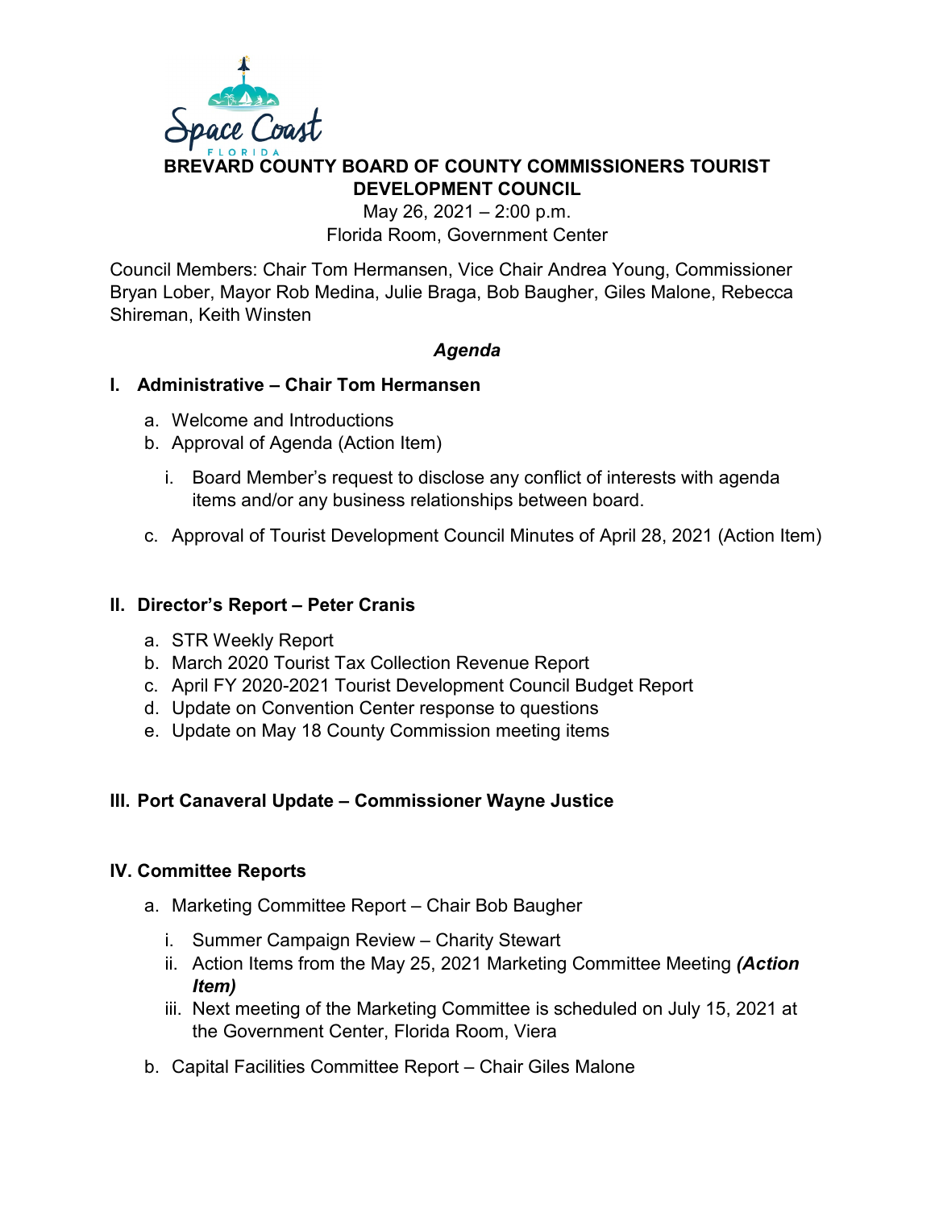# BREVARD COUNTY BOARD OF COUNTY COMMISSIONERS TOURIST DEVELOPMENT COUNCIL

May 26, 2021 – 2:00 p.m.
Florida Room, Government Center

Council Members: Chair Tom Hermansen, Vice Chair Andrea Young, Commissioner Bryan Lober, Mayor Rob Medina, Julie Braga, Bob Baugher, Giles Malone, Rebecca Shireman, Keith Winsten

***Agenda***

## I. Administrative – Chair Tom Hermansen

a. Welcome and Introductions
b. Approval of Agenda (Action Item)
   i. Board Member's request to disclose any conflict of interests with agenda items and/or any business relationships between board.
c. Approval of Tourist Development Council Minutes of April 28, 2021 (Action Item)

## II. Director's Report – Peter Cranis

a. STR Weekly Report
b. March 2020 Tourist Tax Collection Revenue Report
c. April FY 2020-2021 Tourist Development Council Budget Report
d. Update on Convention Center response to questions
e. Update on May 18 County Commission meeting items

## III. Port Canaveral Update – Commissioner Wayne Justice

## IV. Committee Reports

a. Marketing Committee Report – Chair Bob Baugher
   i. Summer Campaign Review – Charity Stewart
   ii. Action Items from the May 25, 2021 Marketing Committee Meeting ***(Action Item)***
   iii. Next meeting of the Marketing Committee is scheduled on July 15, 2021 at the Government Center, Florida Room, Viera
b. Capital Facilities Committee Report – Chair Giles Malone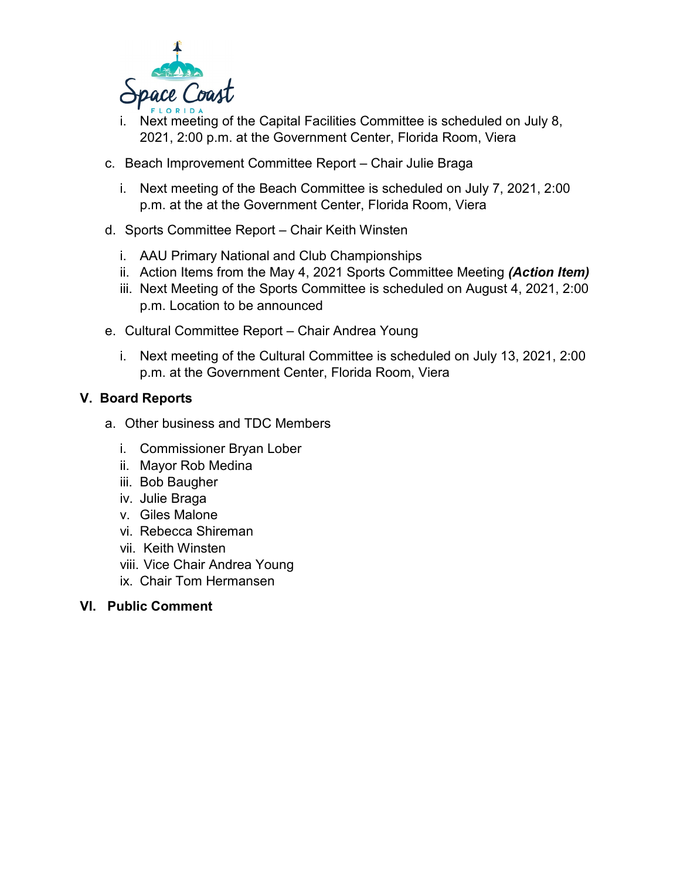i. Next meeting of the Capital Facilities Committee is scheduled on July 8, 2021, 2:00 p.m. at the Government Center, Florida Room, Viera

c. Beach Improvement Committee Report – Chair Julie Braga

   i. Next meeting of the Beach Committee is scheduled on July 7, 2021, 2:00 p.m. at the at the Government Center, Florida Room, Viera

d. Sports Committee Report – Chair Keith Winsten

   i. AAU Primary National and Club Championships
   ii. Action Items from the May 4, 2021 Sports Committee Meeting ***(Action Item)***
   iii. Next Meeting of the Sports Committee is scheduled on August 4, 2021, 2:00 p.m. Location to be announced

e. Cultural Committee Report – Chair Andrea Young

   i. Next meeting of the Cultural Committee is scheduled on July 13, 2021, 2:00 p.m. at the Government Center, Florida Room, Viera

## V. Board Reports

a. Other business and TDC Members

   i. Commissioner Bryan Lober
   ii. Mayor Rob Medina
   iii. Bob Baugher
   iv. Julie Braga
   v. Giles Malone
   vi. Rebecca Shireman
   vii. Keith Winsten
   viii. Vice Chair Andrea Young
   ix. Chair Tom Hermansen

## VI. Public Comment